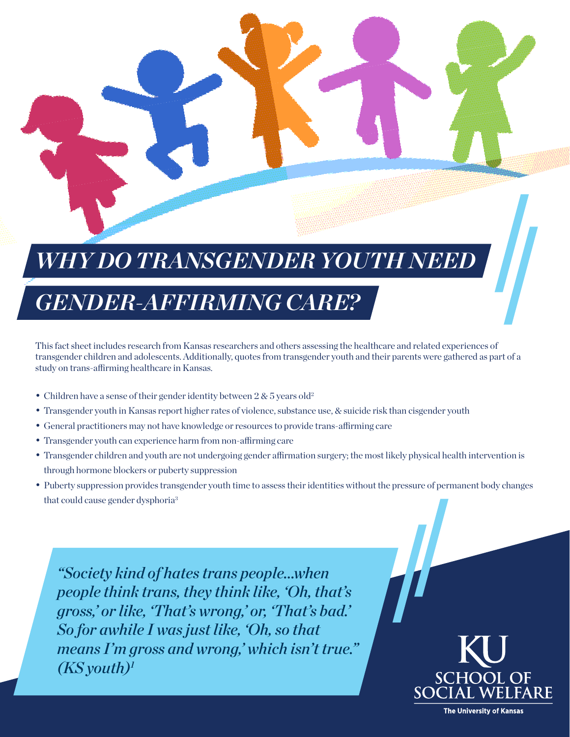# *WHY DO TRANSGENDER YOUTH NEED GENDER-AFFIRMING CARE?*

This fact sheet includes research from Kansas researchers and others assessing the healthcare and related experiences of transgender children and adolescents. Additionally, quotes from transgender youth and their parents were gathered as part of a study on trans-affirming healthcare in Kansas.

- Children have a sense of their gender identity between 2 & 5 years old[2]
- Transgender youth in Kansas report higher rates of violence, substance use, & suicide risk than cisgender youth
- General practitioners may not have knowledge or resources to provide trans-affirming care
- Transgender youth can experience harm from non-affirming care
- Transgender children and youth are not undergoing gender affirmation surgery; the most likely physical health intervention is through hormone blockers or puberty suppression
- Puberty suppression provides transgender youth time to assess their identities without the pressure of permanent body changes that could cause gender dysphoria[3]

*"Society kind of hates trans people...when people think trans, they think like, 'Oh, that's gross,' or like, 'That's wrong,' or, 'That's bad.' So for awhile I was just like, 'Oh, so that means I'm gross and wrong,' which isn't true." (KS youth)[1]*

KU SCHOOL OF SOCIAL WELFARE

The University of Kansas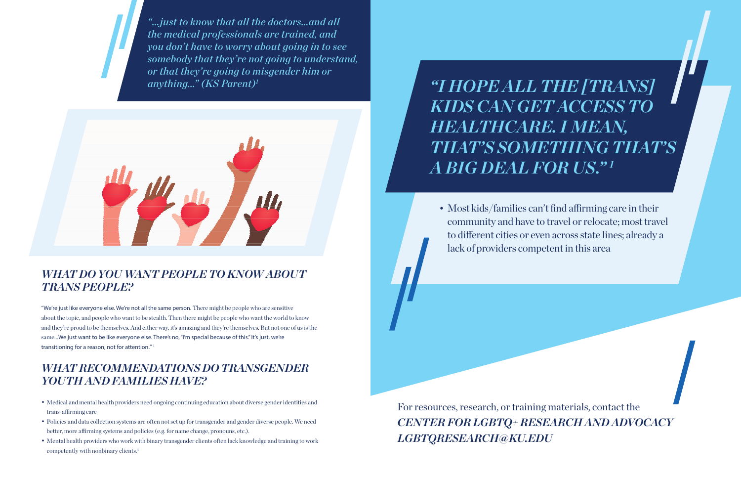*"…just to know that all the doctors…and all the medical professionals are trained, and you don't have to worry about going in to see somebody that they're not going to understand, or that they're going to misgender him or anything…" (KS Parent)[1]*

## WHAT DO YOU WANT PEOPLE TO KNOW ABOUT TRANS PEOPLE?

"We're just like everyone else. We're not all the same person. There might be people who are sensitive about the topic, and people who want to be stealth. Then there might be people who want the world to know and they're proud to be themselves. And either way, it's amazing and they're themselves. But not one of us is the same…We just want to be like everyone else. There's no, "I'm special because of this." It's just, we're transitioning for a reason, not for attention." [1]

## WHAT RECOMMENDATIONS DO TRANSGENDER YOUTH AND FAMILIES HAVE?

- Medical and mental health providers need ongoing continuing education about diverse gender identities and trans-affirming care
- Policies and data collection systems are often not set up for transgender and gender diverse people. We need better, more affirming systems and policies (e.g. for name change, pronouns, etc.).
- Mental health providers who work with binary transgender clients often lack knowledge and training to work competently with nonbinary clients.[4]

*"I HOPE ALL THE [TRANS] KIDS CAN GET ACCESS TO HEALTHCARE. I MEAN, THAT'S SOMETHING THAT'S A BIG DEAL FOR US."[1]*

- Most kids/families can't find affirming care in their community and have to travel or relocate; most travel to different cities or even across state lines; already a lack of providers competent in this area

For resources, research, or training materials, contact the

***CENTER FOR LGBTQ+ RESEARCH AND ADVOCACY***
***LGBTQRESEARCH@KU.EDU***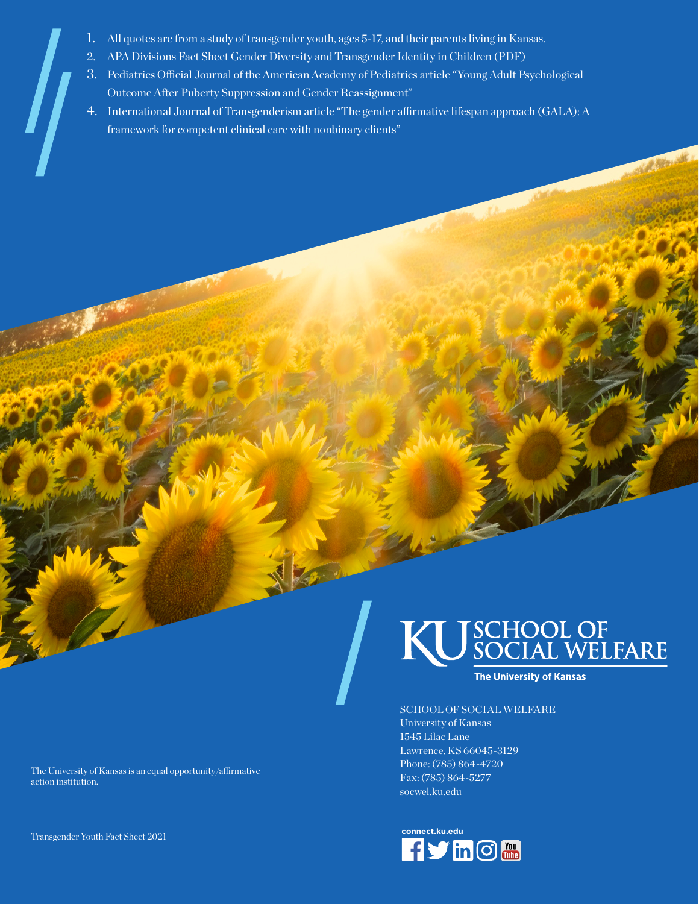1. All quotes are from a study of transgender youth, ages 5-17, and their parents living in Kansas.
2. APA Divisions Fact Sheet Gender Diversity and Transgender Identity in Children (PDF)
3. Pediatrics Official Journal of the American Academy of Pediatrics article "Young Adult Psychological Outcome After Puberty Suppression and Gender Reassignment"
4. International Journal of Transgenderism article "The gender affirmative lifespan approach (GALA): A framework for competent clinical care with nonbinary clients"

KU SCHOOL OF SOCIAL WELFARE

**The University of Kansas**

SCHOOL OF SOCIAL WELFARE
University of Kansas
1545 Lilac Lane
Lawrence, KS 66045-3129
Phone: (785) 864-4720
Fax: (785) 864-5277
socwel.ku.edu

The University of Kansas is an equal opportunity/affirmative action institution.

**connect.ku.edu**

Transgender Youth Fact Sheet 2021